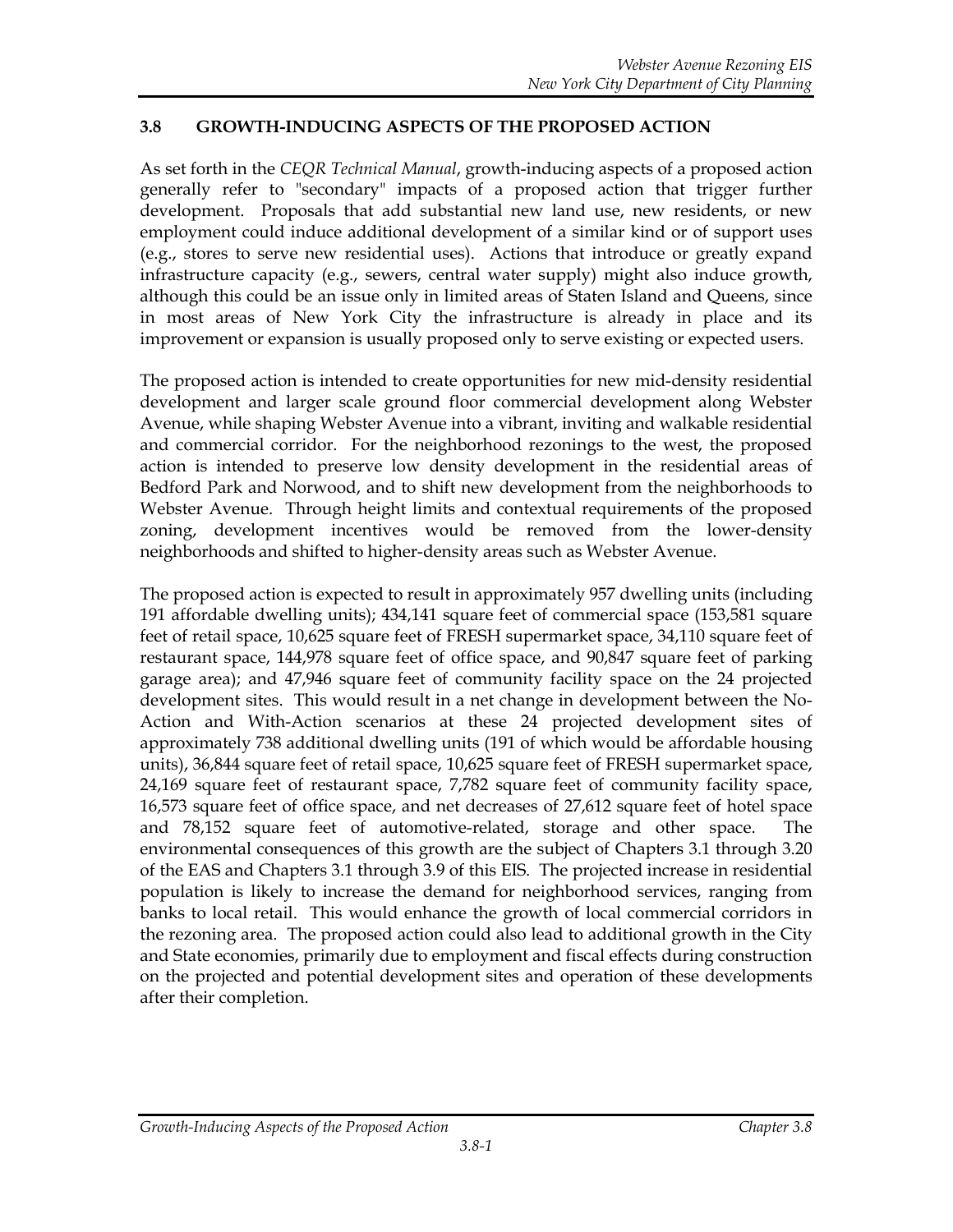## 3.8 GROWTH-INDUCING ASPECTS OF THE PROPOSED ACTION

As set forth in the *CEQR Technical Manual*, growth-inducing aspects of a proposed action generally refer to "secondary" impacts of a proposed action that trigger further development. Proposals that add substantial new land use, new residents, or new employment could induce additional development of a similar kind or of support uses (e.g., stores to serve new residential uses). Actions that introduce or greatly expand infrastructure capacity (e.g., sewers, central water supply) might also induce growth, although this could be an issue only in limited areas of Staten Island and Queens, since in most areas of New York City the infrastructure is already in place and its improvement or expansion is usually proposed only to serve existing or expected users.

The proposed action is intended to create opportunities for new mid-density residential development and larger scale ground floor commercial development along Webster Avenue, while shaping Webster Avenue into a vibrant, inviting and walkable residential and commercial corridor. For the neighborhood rezonings to the west, the proposed action is intended to preserve low density development in the residential areas of Bedford Park and Norwood, and to shift new development from the neighborhoods to Webster Avenue. Through height limits and contextual requirements of the proposed zoning, development incentives would be removed from the lower-density neighborhoods and shifted to higher-density areas such as Webster Avenue.

The proposed action is expected to result in approximately 957 dwelling units (including 191 affordable dwelling units); 434,141 square feet of commercial space (153,581 square feet of retail space, 10,625 square feet of FRESH supermarket space, 34,110 square feet of restaurant space, 144,978 square feet of office space, and 90,847 square feet of parking garage area); and 47,946 square feet of community facility space on the 24 projected development sites. This would result in a net change in development between the No-Action and With-Action scenarios at these 24 projected development sites of approximately 738 additional dwelling units (191 of which would be affordable housing units), 36,844 square feet of retail space, 10,625 square feet of FRESH supermarket space, 24,169 square feet of restaurant space, 7,782 square feet of community facility space, 16,573 square feet of office space, and net decreases of 27,612 square feet of hotel space and 78,152 square feet of automotive-related, storage and other space. The environmental consequences of this growth are the subject of Chapters 3.1 through 3.20 of the EAS and Chapters 3.1 through 3.9 of this EIS. The projected increase in residential population is likely to increase the demand for neighborhood services, ranging from banks to local retail. This would enhance the growth of local commercial corridors in the rezoning area. The proposed action could also lead to additional growth in the City and State economies, primarily due to employment and fiscal effects during construction on the projected and potential development sites and operation of these developments after their completion.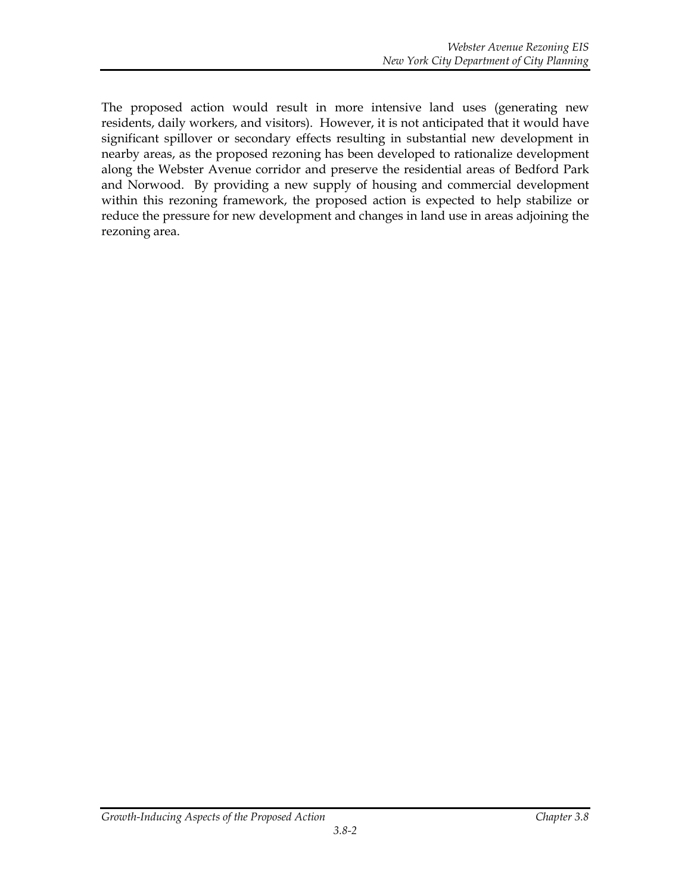The proposed action would result in more intensive land uses (generating new residents, daily workers, and visitors). However, it is not anticipated that it would have significant spillover or secondary effects resulting in substantial new development in nearby areas, as the proposed rezoning has been developed to rationalize development along the Webster Avenue corridor and preserve the residential areas of Bedford Park and Norwood. By providing a new supply of housing and commercial development within this rezoning framework, the proposed action is expected to help stabilize or reduce the pressure for new development and changes in land use in areas adjoining the rezoning area.